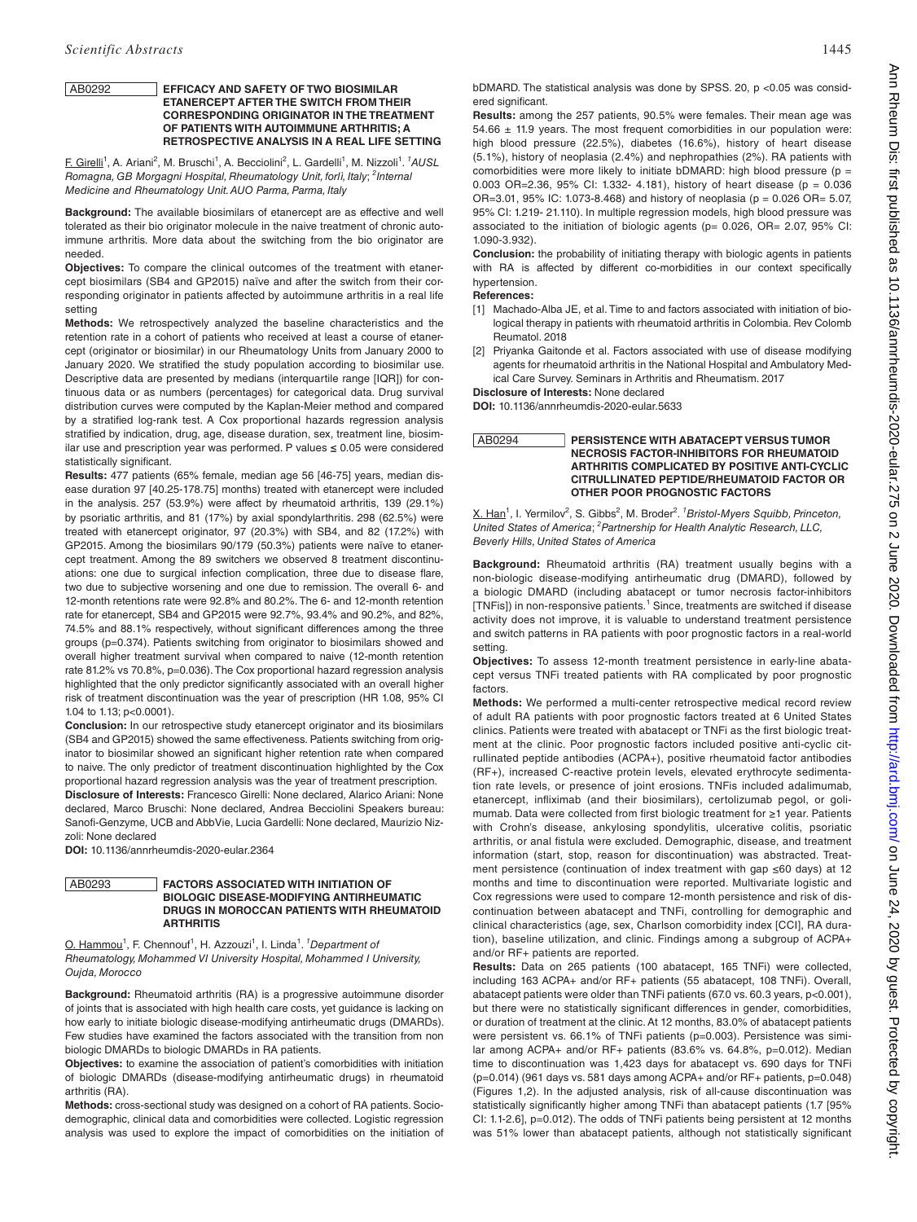## AB0292 EFFICACY AND SAFETY OF TWO BIOSIMILAR ETANERCEPT AFTER THE SWITCH FROM THEIR CORRESPONDING ORIGINATOR IN THE TREATMENT OF PATIENTS WITH AUTOIMMUNE ARTHRITIS; A RETROSPECTIVE ANALYSIS IN A REAL LIFE SETTING

F. Girelli[1], A. Ariani[2], M. Bruschi[1], A. Becciolini[2], L. Gardelli[1], M. Nizzoli[1]. [1]*AUSL Romagna, GB Morgagni Hospital, Rheumatology Unit, forlì, Italy*; [2]*Internal Medicine and Rheumatology Unit. AUO Parma, Parma, Italy*

**Background:** The available biosimilars of etanercept are as effective and well tolerated as their bio originator molecule in the naive treatment of chronic autoimmune arthritis. More data about the switching from the bio originator are needed.

**Objectives:** To compare the clinical outcomes of the treatment with etanercept biosimilars (SB4 and GP2015) naïve and after the switch from their corresponding originator in patients affected by autoimmune arthritis in a real life setting

**Methods:** We retrospectively analyzed the baseline characteristics and the retention rate in a cohort of patients who received at least a course of etanercept (originator or biosimilar) in our Rheumatology Units from January 2000 to January 2020. We stratified the study population according to biosimilar use. Descriptive data are presented by medians (interquartile range [IQR]) for continuous data or as numbers (percentages) for categorical data. Drug survival distribution curves were computed by the Kaplan-Meier method and compared by a stratified log-rank test. A Cox proportional hazards regression analysis stratified by indication, drug, age, disease duration, sex, treatment line, biosimilar use and prescription year was performed. P values ≤ 0.05 were considered statistically significant.

**Results:** 477 patients (65% female, median age 56 [46-75] years, median disease duration 97 [40.25-178.75] months) treated with etanercept were included in the analysis. 257 (53.9%) were affect by rheumatoid arthritis, 139 (29.1%) by psoriatic arthritis, and 81 (17%) by axial spondylarthritis. 298 (62.5%) were treated with etanercept originator, 97 (20.3%) with SB4, and 82 (17.2%) with GP2015. Among the biosimilars 90/179 (50.3%) were naïve to etanercept treatment. Among the 89 switchers we observed 8 treatment discontinuations: one due to surgical infection complication, three due to disease flare, two due to subjective worsening and one due to remission. The overall 6- and 12-month retentions rate were 92.8% and 80.2%. The 6- and 12-month retention rate for etanercept, SB4 and GP2015 were 92.7%, 93.4% and 90.2%, and 82%, 74.5% and 88.1% respectively, without significant differences among the three groups (p=0.374). Patients switching from originator to biosimilars showed and overall higher treatment survival when compared to naive (12-month retention rate 81.2% vs 70.8%, p=0.036). The Cox proportional hazard regression analysis highlighted that the only predictor significantly associated with an overall higher risk of treatment discontinuation was the year of prescription (HR 1.08, 95% CI 1.04 to 1.13; p<0.0001).

**Conclusion:** In our retrospective study etanercept originator and its biosimilars (SB4 and GP2015) showed the same effectiveness. Patients switching from originator to biosimilar showed an significant higher retention rate when compared to naive. The only predictor of treatment discontinuation highlighted by the Cox proportional hazard regression analysis was the year of treatment prescription.

**Disclosure of Interests:** Francesco Girelli: None declared, Alarico Ariani: None declared, Marco Bruschi: None declared, Andrea Becciolini Speakers bureau: Sanofi-Genzyme, UCB and AbbVie, Lucia Gardelli: None declared, Maurizio Nizzoli: None declared

**DOI:** 10.1136/annrheumdis-2020-eular.2364

## AB0293 FACTORS ASSOCIATED WITH INITIATION OF BIOLOGIC DISEASE-MODIFYING ANTIRHEUMATIC DRUGS IN MOROCCAN PATIENTS WITH RHEUMATOID ARTHRITIS

O. Hammou[1], F. Chennouf[1], H. Azzouzi[1], I. Linda[1]. [1]*Department of Rheumatology, Mohammed VI University Hospital, Mohammed I University, Oujda, Morocco*

**Background:** Rheumatoid arthritis (RA) is a progressive autoimmune disorder of joints that is associated with high health care costs, yet guidance is lacking on how early to initiate biologic disease-modifying antirheumatic drugs (DMARDs). Few studies have examined the factors associated with the transition from non biologic DMARDs to biologic DMARDs in RA patients.

**Objectives:** to examine the association of patient's comorbidities with initiation of biologic DMARDs (disease-modifying antirheumatic drugs) in rheumatoid arthritis (RA).

**Methods:** cross-sectional study was designed on a cohort of RA patients. Sociodemographic, clinical data and comorbidities were collected. Logistic regression analysis was used to explore the impact of comorbidities on the initiation of bDMARD. The statistical analysis was done by SPSS. 20, p <0.05 was considered significant.

**Results:** among the 257 patients, 90.5% were females. Their mean age was 54.66 ± 11.9 years. The most frequent comorbidities in our population were: high blood pressure (22.5%), diabetes (16.6%), history of heart disease (5.1%), history of neoplasia (2.4%) and nephropathies (2%). RA patients with comorbidities were more likely to initiate bDMARD: high blood pressure (p = 0.003 OR=2.36, 95% CI: 1.332- 4.181), history of heart disease (p = 0.036 OR=3.01, 95% IC: 1.073-8.468) and history of neoplasia (p = 0.026 OR= 5.07, 95% CI: 1.219- 21.110). In multiple regression models, high blood pressure was associated to the initiation of biologic agents (p= 0.026, OR= 2.07, 95% CI: 1.090-3.932).

**Conclusion:** the probability of initiating therapy with biologic agents in patients with RA is affected by different co-morbidities in our context specifically hypertension.

**References:**

[1] Machado-Alba JE, et al. Time to and factors associated with initiation of biological therapy in patients with rheumatoid arthritis in Colombia. Rev Colomb Reumatol. 2018

[2] Priyanka Gaitonde et al. Factors associated with use of disease modifying agents for rheumatoid arthritis in the National Hospital and Ambulatory Medical Care Survey. Seminars in Arthritis and Rheumatism. 2017

**Disclosure of Interests:** None declared

**DOI:** 10.1136/annrheumdis-2020-eular.5633

## AB0294 PERSISTENCE WITH ABATACEPT VERSUS TUMOR NECROSIS FACTOR-INHIBITORS FOR RHEUMATOID ARTHRITIS COMPLICATED BY POSITIVE ANTI-CYCLIC CITRULLINATED PEPTIDE/RHEUMATOID FACTOR OR OTHER POOR PROGNOSTIC FACTORS

X. Han[1], I. Yermilov[2], S. Gibbs[2], M. Broder[2]. [1]*Bristol-Myers Squibb, Princeton, United States of America*; [2]*Partnership for Health Analytic Research, LLC, Beverly Hills, United States of America*

**Background:** Rheumatoid arthritis (RA) treatment usually begins with a non-biologic disease-modifying antirheumatic drug (DMARD), followed by a biologic DMARD (including abatacept or tumor necrosis factor-inhibitors [TNFis]) in non-responsive patients.[1] Since, treatments are switched if disease activity does not improve, it is valuable to understand treatment persistence and switch patterns in RA patients with poor prognostic factors in a real-world setting.

**Objectives:** To assess 12-month treatment persistence in early-line abatacept versus TNFi treated patients with RA complicated by poor prognostic factors.

**Methods:** We performed a multi-center retrospective medical record review of adult RA patients with poor prognostic factors treated at 6 United States clinics. Patients were treated with abatacept or TNFi as the first biologic treatment at the clinic. Poor prognostic factors included positive anti-cyclic citrullinated peptide antibodies (ACPA+), positive rheumatoid factor antibodies (RF+), increased C-reactive protein levels, elevated erythrocyte sedimentation rate levels, or presence of joint erosions. TNFis included adalimumab, etanercept, infliximab (and their biosimilars), certolizumab pegol, or golimumab. Data were collected from first biologic treatment for ≥1 year. Patients with Crohn's disease, ankylosing spondylitis, ulcerative colitis, psoriatic arthritis, or anal fistula were excluded. Demographic, disease, and treatment information (start, stop, reason for discontinuation) was abstracted. Treatment persistence (continuation of index treatment with gap ≤60 days) at 12 months and time to discontinuation were reported. Multivariate logistic and Cox regressions were used to compare 12-month persistence and risk of discontinuation between abatacept and TNFi, controlling for demographic and clinical characteristics (age, sex, Charlson comorbidity index [CCI], RA duration), baseline utilization, and clinic. Findings among a subgroup of ACPA+ and/or RF+ patients are reported.

**Results:** Data on 265 patients (100 abatacept, 165 TNFi) were collected, including 163 ACPA+ and/or RF+ patients (55 abatacept, 108 TNFi). Overall, abatacept patients were older than TNFi patients (67.0 vs. 60.3 years, p<0.001), but there were no statistically significant differences in gender, comorbidities, or duration of treatment at the clinic. At 12 months, 83.0% of abatacept patients were persistent vs. 66.1% of TNFi patients (p=0.003). Persistence was similar among ACPA+ and/or RF+ patients (83.6% vs. 64.8%, p=0.012). Median time to discontinuation was 1,423 days for abatacept vs. 690 days for TNFi (p=0.014) (961 days vs. 581 days among ACPA+ and/or RF+ patients, p=0.048) (Figures 1,2). In the adjusted analysis, risk of all-cause discontinuation was statistically significantly higher among TNFi than abatacept patients (1.7 [95% CI: 1.1-2.6], p=0.012). The odds of TNFi patients being persistent at 12 months was 51% lower than abatacept patients, although not statistically significant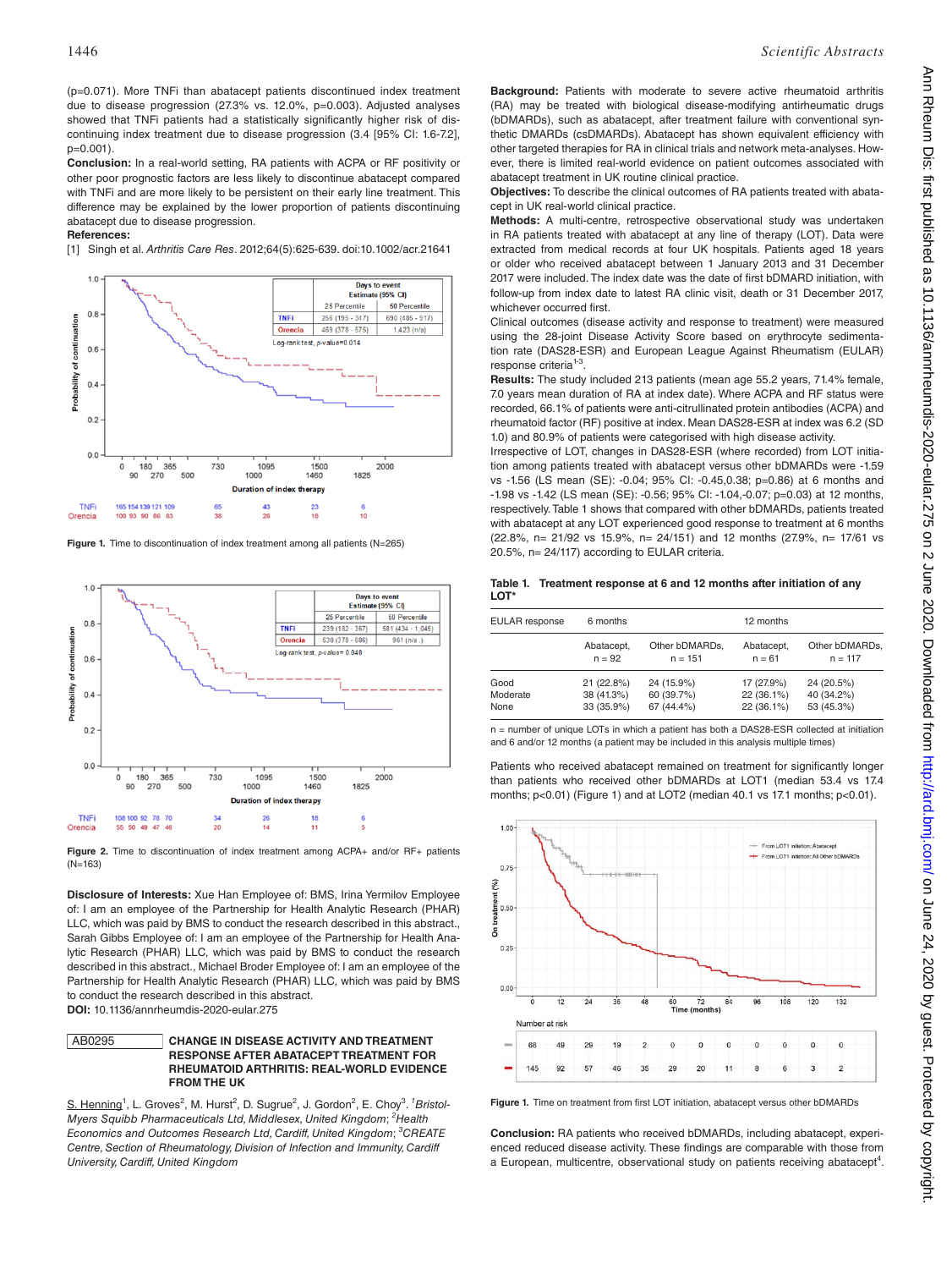(p=0.071). More TNFi than abatacept patients discontinued index treatment due to disease progression (27.3% vs. 12.0%, p=0.003). Adjusted analyses showed that TNFi patients had a statistically significantly higher risk of discontinuing index treatment due to disease progression (3.4 [95% CI: 1.6-7.2], p=0.001).

**Conclusion:** In a real-world setting, RA patients with ACPA or RF positivity or other poor prognostic factors are less likely to discontinue abatacept compared with TNFi and are more likely to be persistent on their early line treatment. This difference may be explained by the lower proportion of patients discontinuing abatacept due to disease progression.

**References:**

[1] Singh et al. *Arthritis Care Res*. 2012;64(5):625-639. doi:10.1002/acr.21641

Days to event
Estimate (95% CI)
25 Percentile | 50 Percentile
TNFi 256 (195 - 347) | 690 (485 - 917)
Orencia 463 (378 - 575) | 1,423 (n/a)
Log-rank test, p-value=0.014
Probability of continuation
Duration of index therapy
TNFi 165 154 139 121 109 65 43 23 6
Orencia 100 93 90 86 83 38 26 18 10

**Figure 1.** Time to discontinuation of index treatment among all patients (N=265)

Days to event
Estimate (95% CI)
25 Percentile | 50 Percentile
TNFi 239 (182 - 367) | 581 (434 - 1,045)
Orencia 530 (378 - 686) | 961 (n/a )
Log-rank test, p-value= 0.048
Probability of continuation
Duration of index therapy
TNFi 108 100 92 78 70 34 26 18 6
Orencia 55 50 49 47 46 20 14 11 5

**Figure 2.** Time to discontinuation of index treatment among ACPA+ and/or RF+ patients (N=163)

**Disclosure of Interests:** Xue Han Employee of: BMS, Irina Yermilov Employee of: I am an employee of the Partnership for Health Analytic Research (PHAR) LLC, which was paid by BMS to conduct the research described in this abstract., Sarah Gibbs Employee of: I am an employee of the Partnership for Health Analytic Research (PHAR) LLC, which was paid by BMS to conduct the research described in this abstract., Michael Broder Employee of: I am an employee of the Partnership for Health Analytic Research (PHAR) LLC, which was paid by BMS to conduct the research described in this abstract.

**DOI:** 10.1136/annrheumdis-2020-eular.275

## AB0295 CHANGE IN DISEASE ACTIVITY AND TREATMENT RESPONSE AFTER ABATACEPT TREATMENT FOR RHEUMATOID ARTHRITIS: REAL-WORLD EVIDENCE FROM THE UK

S. Henning[1], L. Groves[2], M. Hurst[2], D. Sugrue[2], J. Gordon[2], E. Choy[3]. *[1]Bristol-Myers Squibb Pharmaceuticals Ltd, Middlesex, United Kingdom; [2]Health Economics and Outcomes Research Ltd, Cardiff, United Kingdom; [3]CREATE Centre, Section of Rheumatology, Division of Infection and Immunity, Cardiff University, Cardiff, United Kingdom*

**Background:** Patients with moderate to severe active rheumatoid arthritis (RA) may be treated with biological disease-modifying antirheumatic drugs (bDMARDs), such as abatacept, after treatment failure with conventional synthetic DMARDs (csDMARDs). Abatacept has shown equivalent efficiency with other targeted therapies for RA in clinical trials and network meta-analyses. However, there is limited real-world evidence on patient outcomes associated with abatacept treatment in UK routine clinical practice.

**Objectives:** To describe the clinical outcomes of RA patients treated with abatacept in UK real-world clinical practice.

**Methods:** A multi-centre, retrospective observational study was undertaken in RA patients treated with abatacept at any line of therapy (LOT). Data were extracted from medical records at four UK hospitals. Patients aged 18 years or older who received abatacept between 1 January 2013 and 31 December 2017 were included. The index date was the date of first bDMARD initiation, with follow-up from index date to latest RA clinic visit, death or 31 December 2017, whichever occurred first.

Clinical outcomes (disease activity and response to treatment) were measured using the 28-joint Disease Activity Score based on erythrocyte sedimentation rate (DAS28-ESR) and European League Against Rheumatism (EULAR) response criteria[1-3].

**Results:** The study included 213 patients (mean age 55.2 years, 71.4% female, 7.0 years mean duration of RA at index date). Where ACPA and RF status were recorded, 66.1% of patients were anti-citrullinated protein antibodies (ACPA) and rheumatoid factor (RF) positive at index. Mean DAS28-ESR at index was 6.2 (SD 1.0) and 80.9% of patients were categorised with high disease activity.

Irrespective of LOT, changes in DAS28-ESR (where recorded) from LOT initiation among patients treated with abatacept versus other bDMARDs were -1.59 vs -1.56 (LS mean (SE): -0.04; 95% CI: -0.45,0.38; p=0.86) at 6 months and -1.98 vs -1.42 (LS mean (SE): -0.56; 95% CI: -1.04,-0.07; p=0.03) at 12 months, respectively. Table 1 shows that compared with other bDMARDs, patients treated with abatacept at any LOT experienced good response to treatment at 6 months (22.8%, n= 21/92 vs 15.9%, n= 24/151) and 12 months (27.9%, n= 17/61 vs 20.5%, n= 24/117) according to EULAR criteria.

**Table 1. Treatment response at 6 and 12 months after initiation of any LOT***

| EULAR response | 6 months | | 12 months | |
|---|---|---|---|---|
| | Abatacept, n = 92 | Other bDMARDs, n = 151 | Abatacept, n = 61 | Other bDMARDs, n = 117 |
| Good | 21 (22.8%) | 24 (15.9%) | 17 (27.9%) | 24 (20.5%) |
| Moderate | 38 (41.3%) | 60 (39.7%) | 22 (36.1%) | 40 (34.2%) |
| None | 33 (35.9%) | 67 (44.4%) | 22 (36.1%) | 53 (45.3%) |

n = number of unique LOTs in which a patient has both a DAS28-ESR collected at initiation and 6 and/or 12 months (a patient may be included in this analysis multiple times)

Patients who received abatacept remained on treatment for significantly longer than patients who received other bDMARDs at LOT1 (median 53.4 vs 17.4 months; p<0.01) (Figure 1) and at LOT2 (median 40.1 vs 17.1 months; p<0.01).

From LOT1 initiation:Abatacept
From LOT1 initiation:All Other bDMARDs
On treatment (%)
Time (months)
Number at risk
68 49 29 19 2 0 0 0 0 0 0 0
145 92 57 46 35 29 20 11 8 6 3 2

**Figure 1.** Time on treatment from first LOT initiation, abatacept versus other bDMARDs

**Conclusion:** RA patients who received bDMARDs, including abatacept, experienced reduced disease activity. These findings are comparable with those from a European, multicentre, observational study on patients receiving abatacept[4].